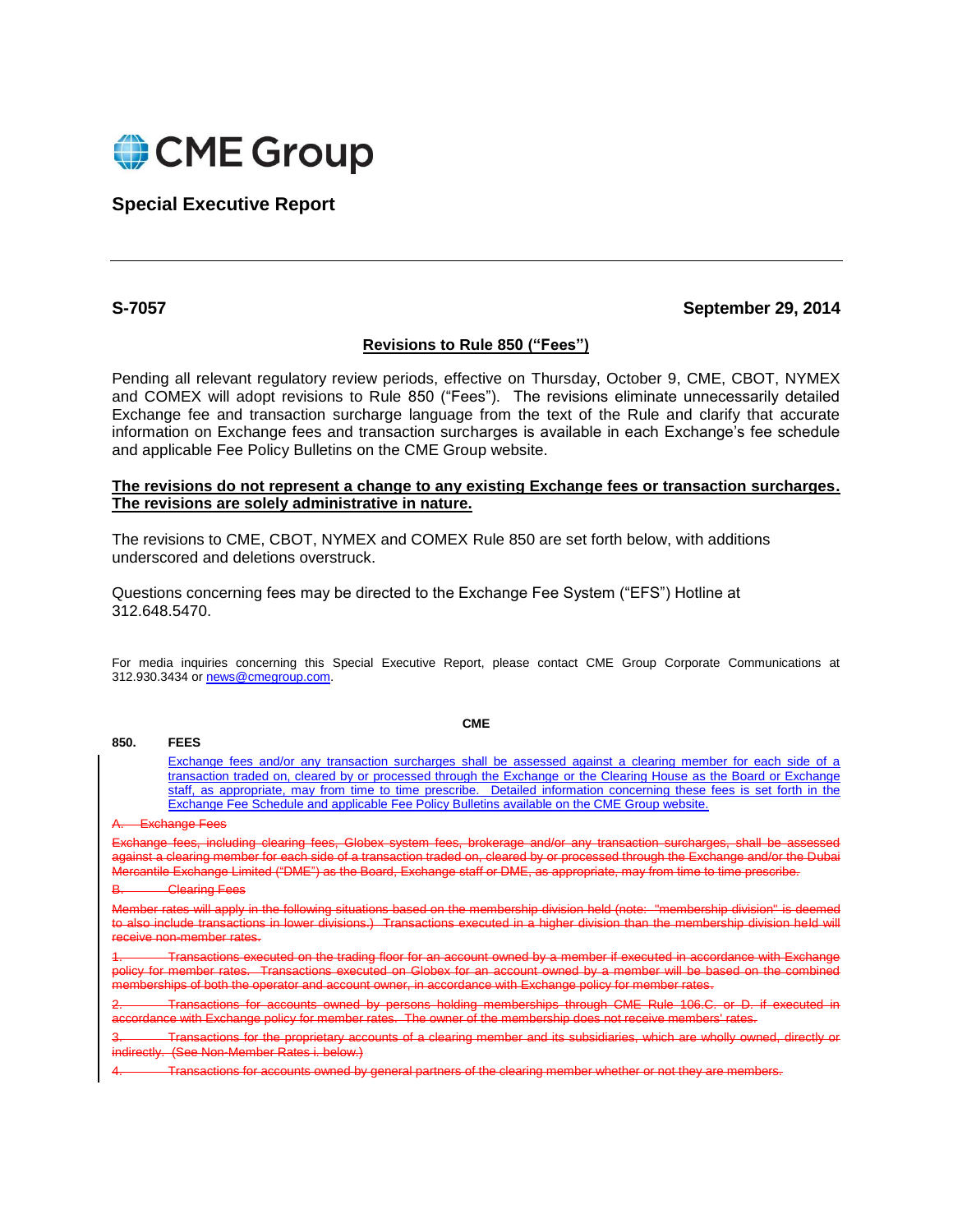CME Group

## Special Executive Report

**S-7057** **September 29, 2014**

### Revisions to Rule 850 ("Fees")

Pending all relevant regulatory review periods, effective on Thursday, October 9, CME, CBOT, NYMEX and COMEX will adopt revisions to Rule 850 ("Fees"). The revisions eliminate unnecessarily detailed Exchange fee and transaction surcharge language from the text of the Rule and clarify that accurate information on Exchange fees and transaction surcharges is available in each Exchange's fee schedule and applicable Fee Policy Bulletins on the CME Group website.

**The revisions do not represent a change to any existing Exchange fees or transaction surcharges. The revisions are solely administrative in nature.**

The revisions to CME, CBOT, NYMEX and COMEX Rule 850 are set forth below, with additions underscored and deletions overstruck.

Questions concerning fees may be directed to the Exchange Fee System ("EFS") Hotline at 312.648.5470.

For media inquiries concerning this Special Executive Report, please contact CME Group Corporate Communications at 312.930.3434 or news@cmegroup.com.

**CME**

**850. FEES**

<u>Exchange fees and/or any transaction surcharges shall be assessed against a clearing member for each side of a transaction traded on, cleared by or processed through the Exchange or the Clearing House as the Board or Exchange staff, as appropriate, may from time to time prescribe. Detailed information concerning these fees is set forth in the Exchange Fee Schedule and applicable Fee Policy Bulletins available on the CME Group website.</u>

~~A. Exchange Fees~~

~~Exchange fees, including clearing fees, Globex system fees, brokerage and/or any transaction surcharges, shall be assessed against a clearing member for each side of a transaction traded on, cleared by or processed through the Exchange and/or the Dubai Mercantile Exchange Limited ("DME") as the Board, Exchange staff or DME, as appropriate, may from time to time prescribe.~~

~~B. Clearing Fees~~

~~Member rates will apply in the following situations based on the membership division held (note: "membership division" is deemed to also include transactions in lower divisions.) Transactions executed in a higher division than the membership division held will receive non-member rates.~~

~~1. Transactions executed on the trading floor for an account owned by a member if executed in accordance with Exchange policy for member rates. Transactions executed on Globex for an account owned by a member will be based on the combined memberships of both the operator and account owner, in accordance with Exchange policy for member rates.~~

~~2. Transactions for accounts owned by persons holding memberships through CME Rule 106.C. or D. if executed in accordance with Exchange policy for member rates. The owner of the membership does not receive members' rates.~~

~~3. Transactions for the proprietary accounts of a clearing member and its subsidiaries, which are wholly owned, directly or indirectly. (See Non-Member Rates i. below.)~~

~~4. Transactions for accounts owned by general partners of the clearing member whether or not they are members.~~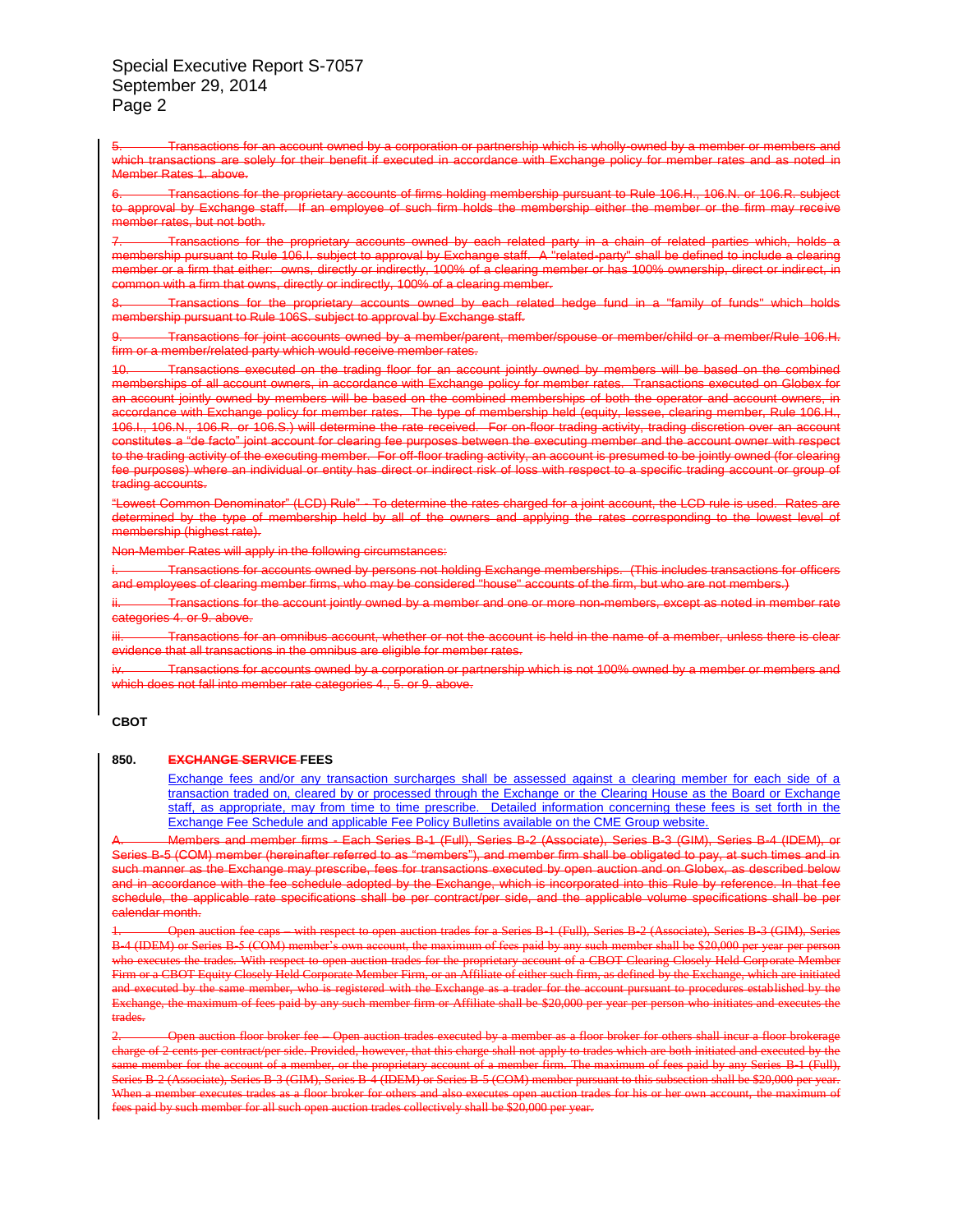~~5. Transactions for an account owned by a corporation or partnership which is wholly-owned by a member or members and which transactions are solely for their benefit if executed in accordance with Exchange policy for member rates and as noted in Member Rates 1. above.~~

~~6. Transactions for the proprietary accounts of firms holding membership pursuant to Rule 106.H., 106.N. or 106.R. subject to approval by Exchange staff. If an employee of such firm holds the membership either the member or the firm may receive member rates, but not both.~~

~~7. Transactions for the proprietary accounts owned by each related party in a chain of related parties which, holds a membership pursuant to Rule 106.I. subject to approval by Exchange staff. A "related-party" shall be defined to include a clearing member or a firm that either: owns, directly or indirectly, 100% of a clearing member or has 100% ownership, direct or indirect, in common with a firm that owns, directly or indirectly, 100% of a clearing member.~~

~~8. Transactions for the proprietary accounts owned by each related hedge fund in a "family of funds" which holds membership pursuant to Rule 106S. subject to approval by Exchange staff.~~

~~9. Transactions for joint accounts owned by a member/parent, member/spouse or member/child or a member/Rule 106.H. firm or a member/related party which would receive member rates.~~

~~10. Transactions executed on the trading floor for an account jointly owned by members will be based on the combined memberships of all account owners, in accordance with Exchange policy for member rates. Transactions executed on Globex for an account jointly owned by members will be based on the combined memberships of both the operator and account owners, in accordance with Exchange policy for member rates. The type of membership held (equity, lessee, clearing member, Rule 106.H., 106.I., 106.N., 106.R. or 106.S.) will determine the rate received. For on-floor trading activity, trading discretion over an account constitutes a "de facto" joint account for clearing fee purposes between the executing member and the account owner with respect to the trading activity of the executing member. For off-floor trading activity, an account is presumed to be jointly owned (for clearing fee purposes) where an individual or entity has direct or indirect risk of loss with respect to a specific trading account or group of trading accounts.~~

~~"Lowest Common Denominator" (LCD) Rule" - To determine the rates charged for a joint account, the LCD rule is used. Rates are determined by the type of membership held by all of the owners and applying the rates corresponding to the lowest level of membership (highest rate).~~

~~Non-Member Rates will apply in the following circumstances:~~

~~i. Transactions for accounts owned by persons not holding Exchange memberships. (This includes transactions for officers and employees of clearing member firms, who may be considered "house" accounts of the firm, but who are not members.)~~

~~ii. Transactions for the account jointly owned by a member and one or more non-members, except as noted in member rate categories 4. or 9. above.~~

~~iii. Transactions for an omnibus account, whether or not the account is held in the name of a member, unless there is clear evidence that all transactions in the omnibus are eligible for member rates.~~

~~iv. Transactions for accounts owned by a corporation or partnership which is not 100% owned by a member or members and which does not fall into member rate categories 4., 5. or 9. above.~~

**CBOT**

**850. ~~EXCHANGE SERVICE~~ FEES**

Exchange fees and/or any transaction surcharges shall be assessed against a clearing member for each side of a transaction traded on, cleared by or processed through the Exchange or the Clearing House as the Board or Exchange staff, as appropriate, may from time to time prescribe. Detailed information concerning these fees is set forth in the Exchange Fee Schedule and applicable Fee Policy Bulletins available on the CME Group website.

~~A. Members and member firms - Each Series B-1 (Full), Series B-2 (Associate), Series B-3 (GIM), Series B-4 (IDEM), or Series B-5 (COM) member (hereinafter referred to as "members"), and member firm shall be obligated to pay, at such times and in such manner as the Exchange may prescribe, fees for transactions executed by open auction and on Globex, as described below and in accordance with the fee schedule adopted by the Exchange, which is incorporated into this Rule by reference. In that fee schedule, the applicable rate specifications shall be per contract/per side, and the applicable volume specifications shall be per calendar month.~~

~~1. Open auction fee caps – with respect to open auction trades for a Series B-1 (Full), Series B-2 (Associate), Series B-3 (GIM), Series B-4 (IDEM) or Series B-5 (COM) member's own account, the maximum of fees paid by any such member shall be $20,000 per year per person who executes the trades. With respect to open auction trades for the proprietary account of a CBOT Clearing Closely Held Corporate Member Firm or a CBOT Equity Closely Held Corporate Member Firm, or an Affiliate of either such firm, as defined by the Exchange, which are initiated and executed by the same member, who is registered with the Exchange as a trader for the account pursuant to procedures established by the Exchange, the maximum of fees paid by any such member firm or Affiliate shall be $20,000 per year per person who initiates and executes the trades.~~

~~2. Open auction floor broker fee – Open auction trades executed by a member as a floor broker for others shall incur a floor brokerage charge of 2 cents per contract/per side. Provided, however, that this charge shall not apply to trades which are both initiated and executed by the same member for the account of a member, or the proprietary account of a member firm. The maximum of fees paid by any Series B-1 (Full), Series B-2 (Associate), Series B-3 (GIM), Series B-4 (IDEM) or Series B-5 (COM) member pursuant to this subsection shall be $20,000 per year. When a member executes trades as a floor broker for others and also executes open auction trades for his or her own account, the maximum of fees paid by such member for all such open auction trades collectively shall be $20,000 per year.~~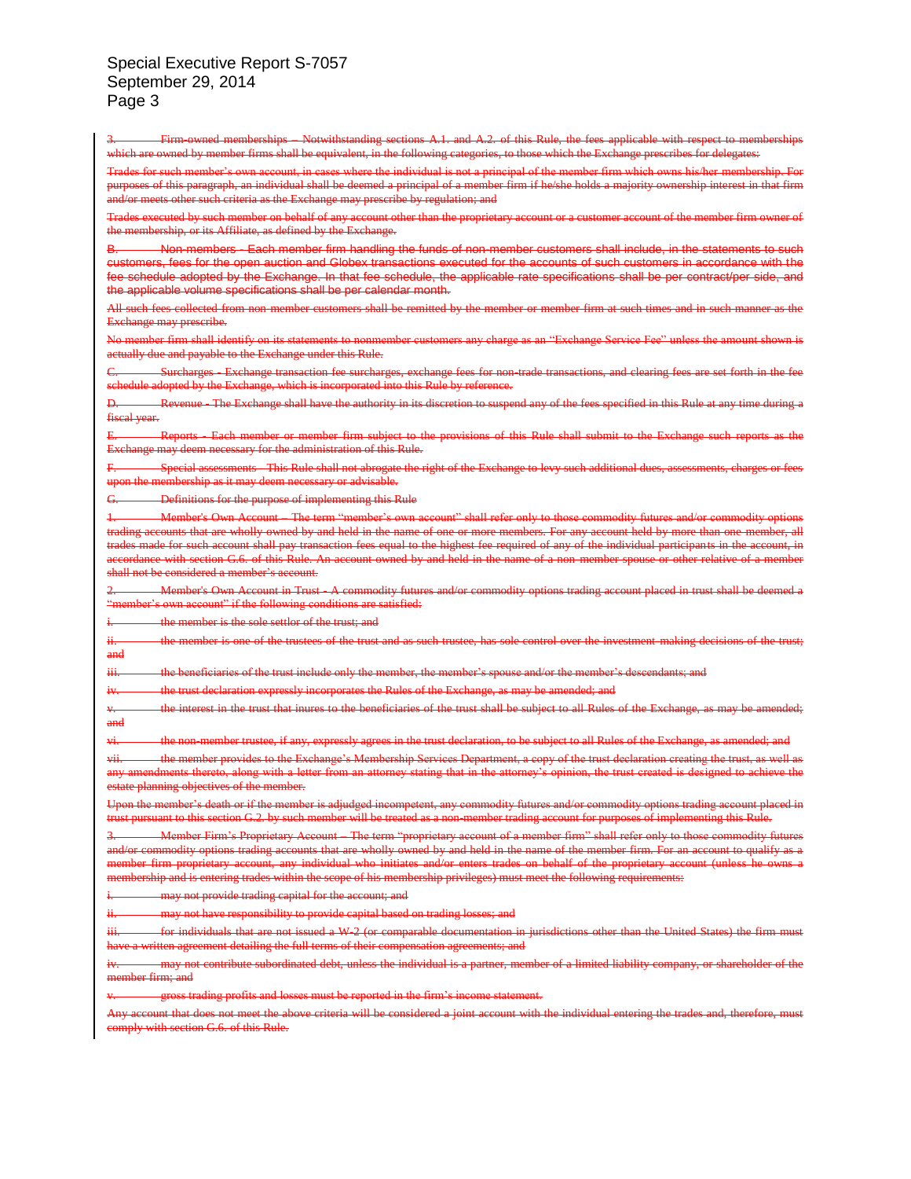~~3. Firm-owned memberships – Notwithstanding sections A.1. and A.2. of this Rule, the fees applicable with respect to memberships which are owned by member firms shall be equivalent, in the following categories, to those which the Exchange prescribes for delegates:~~

~~Trades for such member's own account, in cases where the individual is not a principal of the member firm which owns his/her membership. For purposes of this paragraph, an individual shall be deemed a principal of a member firm if he/she holds a majority ownership interest in that firm and/or meets other such criteria as the Exchange may prescribe by regulation; and~~

~~Trades executed by such member on behalf of any account other than the proprietary account or a customer account of the member firm owner of the membership, or its Affiliate, as defined by the Exchange.~~

~~B. Non-members - Each member firm handling the funds of non-member customers shall include, in the statements to such customers, fees for the open auction and Globex transactions executed for the accounts of such customers in accordance with the fee schedule adopted by the Exchange. In that fee schedule, the applicable rate specifications shall be per contract/per side, and the applicable volume specifications shall be per calendar month.~~

~~All such fees collected from non-member customers shall be remitted by the member or member firm at such times and in such manner as the Exchange may prescribe.~~

~~No member firm shall identify on its statements to nonmember customers any charge as an "Exchange Service Fee" unless the amount shown is actually due and payable to the Exchange under this Rule.~~

~~C. Surcharges - Exchange transaction fee surcharges, exchange fees for non-trade transactions, and clearing fees are set forth in the fee schedule adopted by the Exchange, which is incorporated into this Rule by reference.~~

~~D. Revenue - The Exchange shall have the authority in its discretion to suspend any of the fees specified in this Rule at any time during a fiscal year.~~

~~E. Reports - Each member or member firm subject to the provisions of this Rule shall submit to the Exchange such reports as the Exchange may deem necessary for the administration of this Rule.~~

~~F. Special assessments - This Rule shall not abrogate the right of the Exchange to levy such additional dues, assessments, charges or fees upon the membership as it may deem necessary or advisable.~~

~~G. Definitions for the purpose of implementing this Rule~~

~~1. Member's Own Account – The term "member's own account" shall refer only to those commodity futures and/or commodity options trading accounts that are wholly owned by and held in the name of one or more members. For any account held by more than one member, all trades made for such account shall pay transaction fees equal to the highest fee required of any of the individual participants in the account, in accordance with section G.6. of this Rule. An account owned by and held in the name of a non-member spouse or other relative of a member shall not be considered a member's account.~~

~~2. Member's Own Account in Trust - A commodity futures and/or commodity options trading account placed in trust shall be deemed a "member's own account" if the following conditions are satisfied:~~

~~i. the member is the sole settlor of the trust; and~~

~~ii. the member is one of the trustees of the trust and as such trustee, has sole control over the investment making decisions of the trust; and~~

~~iii. the beneficiaries of the trust include only the member, the member's spouse and/or the member's descendants; and~~

~~iv. the trust declaration expressly incorporates the Rules of the Exchange, as may be amended; and~~

~~v. the interest in the trust that inures to the beneficiaries of the trust shall be subject to all Rules of the Exchange, as may be amended; and~~

~~vi. the non-member trustee, if any, expressly agrees in the trust declaration, to be subject to all Rules of the Exchange, as amended; and~~

~~vii. the member provides to the Exchange's Membership Services Department, a copy of the trust declaration creating the trust, as well as any amendments thereto, along with a letter from an attorney stating that in the attorney's opinion, the trust created is designed to achieve the estate planning objectives of the member.~~

~~Upon the member's death or if the member is adjudged incompetent, any commodity futures and/or commodity options trading account placed in trust pursuant to this section G.2. by such member will be treated as a non-member trading account for purposes of implementing this Rule.~~

~~3. Member Firm's Proprietary Account – The term "proprietary account of a member firm" shall refer only to those commodity futures and/or commodity options trading accounts that are wholly owned by and held in the name of the member firm. For an account to qualify as a member firm proprietary account, any individual who initiates and/or enters trades on behalf of the proprietary account (unless he owns a membership and is entering trades within the scope of his membership privileges) must meet the following requirements:~~

~~i. may not provide trading capital for the account; and~~

~~ii. may not have responsibility to provide capital based on trading losses; and~~

~~iii. for individuals that are not issued a W-2 (or comparable documentation in jurisdictions other than the United States) the firm must have a written agreement detailing the full terms of their compensation agreements; and~~

~~iv. may not contribute subordinated debt, unless the individual is a partner, member of a limited liability company, or shareholder of the member firm; and~~

~~v. gross trading profits and losses must be reported in the firm's income statement.~~

~~Any account that does not meet the above criteria will be considered a joint account with the individual entering the trades and, therefore, must comply with section G.6. of this Rule.~~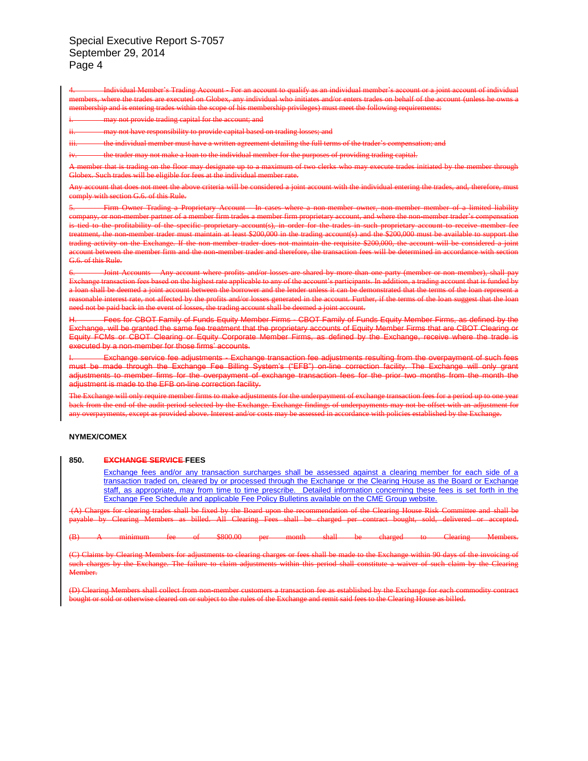~~4. Individual Member's Trading Account - For an account to qualify as an individual member's account or a joint account of individual members, where the trades are executed on Globex, any individual who initiates and/or enters trades on behalf of the account (unless he owns a membership and is entering trades within the scope of his membership privileges) must meet the following requirements:~~

~~i. may not provide trading capital for the account; and~~

~~ii. may not have responsibility to provide capital based on trading losses; and~~

~~iii. the individual member must have a written agreement detailing the full terms of the trader's compensation; and~~

~~iv. the trader may not make a loan to the individual member for the purposes of providing trading capital.~~

~~A member that is trading on the floor may designate up to a maximum of two clerks who may execute trades initiated by the member through Globex. Such trades will be eligible for fees at the individual member rate.~~

~~Any account that does not meet the above criteria will be considered a joint account with the individual entering the trades, and, therefore, must comply with section G.6. of this Rule.~~

~~5. Firm Owner Trading a Proprietary Account – In cases where a non-member owner, non-member member of a limited liability company, or non-member partner of a member firm trades a member firm proprietary account, and where the non-member trader's compensation is tied to the profitability of the specific proprietary account(s), in order for the trades in such proprietary account to receive member fee treatment, the non-member trader must maintain at least $200,000 in the trading account(s) and the $200,000 must be available to support the trading activity on the Exchange. If the non-member trader does not maintain the requisite $200,000, the account will be considered a joint account between the member firm and the non-member trader and therefore, the transaction fees will be determined in accordance with section G.6. of this Rule.~~

~~6. Joint Accounts – Any account where profits and/or losses are shared by more than one party (member or non-member), shall pay Exchange transaction fees based on the highest rate applicable to any of the account's participants. In addition, a trading account that is funded by a loan shall be deemed a joint account between the borrower and the lender unless it can be demonstrated that the terms of the loan represent a reasonable interest rate, not affected by the profits and/or losses generated in the account. Further, if the terms of the loan suggest that the loan need not be paid back in the event of losses, the trading account shall be deemed a joint account.~~

~~H. Fees for CBOT Family of Funds Equity Member Firms - CBOT Family of Funds Equity Member Firms, as defined by the Exchange, will be granted the same fee treatment that the proprietary accounts of Equity Member Firms that are CBOT Clearing or Equity FCMs or CBOT Clearing or Equity Corporate Member Firms, as defined by the Exchange, receive where the trade is executed by a non-member for those firms' accounts.~~

~~I. Exchange service fee adjustments - Exchange transaction fee adjustments resulting from the overpayment of such fees must be made through the Exchange Fee Billing System's ("EFB") on-line correction facility. The Exchange will only grant adjustments to member firms for the overpayment of exchange transaction fees for the prior two months from the month the adjustment is made to the EFB on-line correction facility.~~

~~The Exchange will only require member firms to make adjustments for the underpayment of exchange transaction fees for a period up to one year back from the end of the audit period selected by the Exchange. Exchange findings of underpayments may not be offset with an adjustment for any overpayments, except as provided above. Interest and/or costs may be assessed in accordance with policies established by the Exchange.~~

**NYMEX/COMEX**

**850. ~~EXCHANGE SERVICE~~ FEES**

<u>Exchange fees and/or any transaction surcharges shall be assessed against a clearing member for each side of a transaction traded on, cleared by or processed through the Exchange or the Clearing House as the Board or Exchange staff, as appropriate, may from time to time prescribe. Detailed information concerning these fees is set forth in the Exchange Fee Schedule and applicable Fee Policy Bulletins available on the CME Group website.</u>

~~(A) Charges for clearing trades shall be fixed by the Board upon the recommendation of the Clearing House Risk Committee and shall be payable by Clearing Members as billed. All Clearing Fees shall be charged per contract bought, sold, delivered or accepted.~~

~~(B) A minimum fee of $800.00 per month shall be charged to Clearing Members.~~

~~(C) Claims by Clearing Members for adjustments to clearing charges or fees shall be made to the Exchange within 90 days of the invoicing of such charges by the Exchange. The failure to claim adjustments within this period shall constitute a waiver of such claim by the Clearing Member.~~

~~(D) Clearing Members shall collect from non-member customers a transaction fee as established by the Exchange for each commodity contract bought or sold or otherwise cleared on or subject to the rules of the Exchange and remit said fees to the Clearing House as billed.~~